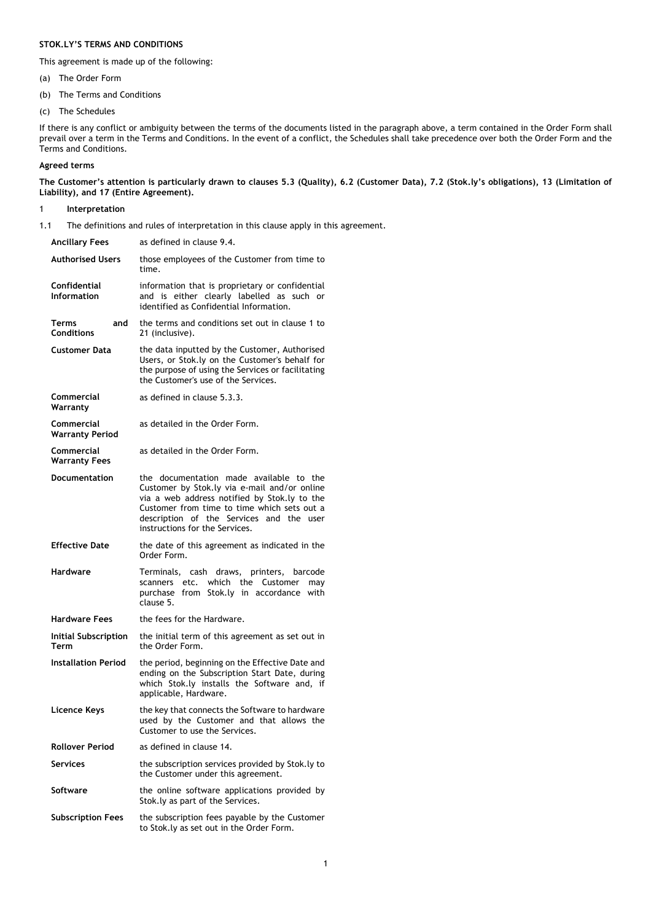**STOK.LY'S TERMS AND CONDITIONS**

This agreement is made up of the following:

(a) The Order Form

(b) The Terms and Conditions

(c) The Schedules

If there is any conflict or ambiguity between the terms of the documents listed in the paragraph above, a term contained in the Order Form shall prevail over a term in the Terms and Conditions. In the event of a conflict, the Schedules shall take precedence over both the Order Form and the Terms and Conditions.

**Agreed terms**

**The Customer's attention is particularly drawn to clauses 5.3 (Quality), 6.2 (Customer Data), 7.2 (Stok.ly's obligations), 13 (Limitation of Liability), and 17 (Entire Agreement).**

## 1 Interpretation

1.1 The definitions and rules of interpretation in this clause apply in this agreement.

| | |
|---|---|
| **Ancillary Fees** | as defined in clause 9.4. |
| **Authorised Users** | those employees of the Customer from time to time. |
| **Confidential Information** | information that is proprietary or confidential and is either clearly labelled as such or identified as Confidential Information. |
| **Terms and Conditions** | the terms and conditions set out in clause 1 to 21 (inclusive). |
| **Customer Data** | the data inputted by the Customer, Authorised Users, or Stok.ly on the Customer's behalf for the purpose of using the Services or facilitating the Customer's use of the Services. |
| **Commercial Warranty** | as defined in clause 5.3.3. |
| **Commercial Warranty Period** | as detailed in the Order Form. |
| **Commercial Warranty Fees** | as detailed in the Order Form. |
| **Documentation** | the documentation made available to the Customer by Stok.ly via e-mail and/or online via a web address notified by Stok.ly to the Customer from time to time which sets out a description of the Services and the user instructions for the Services. |
| **Effective Date** | the date of this agreement as indicated in the Order Form. |
| **Hardware** | Terminals, cash draws, printers, barcode scanners etc. which the Customer may purchase from Stok.ly in accordance with clause 5. |
| **Hardware Fees** | the fees for the Hardware. |
| **Initial Subscription Term** | the initial term of this agreement as set out in the Order Form. |
| **Installation Period** | the period, beginning on the Effective Date and ending on the Subscription Start Date, during which Stok.ly installs the Software and, if applicable, Hardware. |
| **Licence Keys** | the key that connects the Software to hardware used by the Customer and that allows the Customer to use the Services. |
| **Rollover Period** | as defined in clause 14. |
| **Services** | the subscription services provided by Stok.ly to the Customer under this agreement. |
| **Software** | the online software applications provided by Stok.ly as part of the Services. |
| **Subscription Fees** | the subscription fees payable by the Customer to Stok.ly as set out in the Order Form. |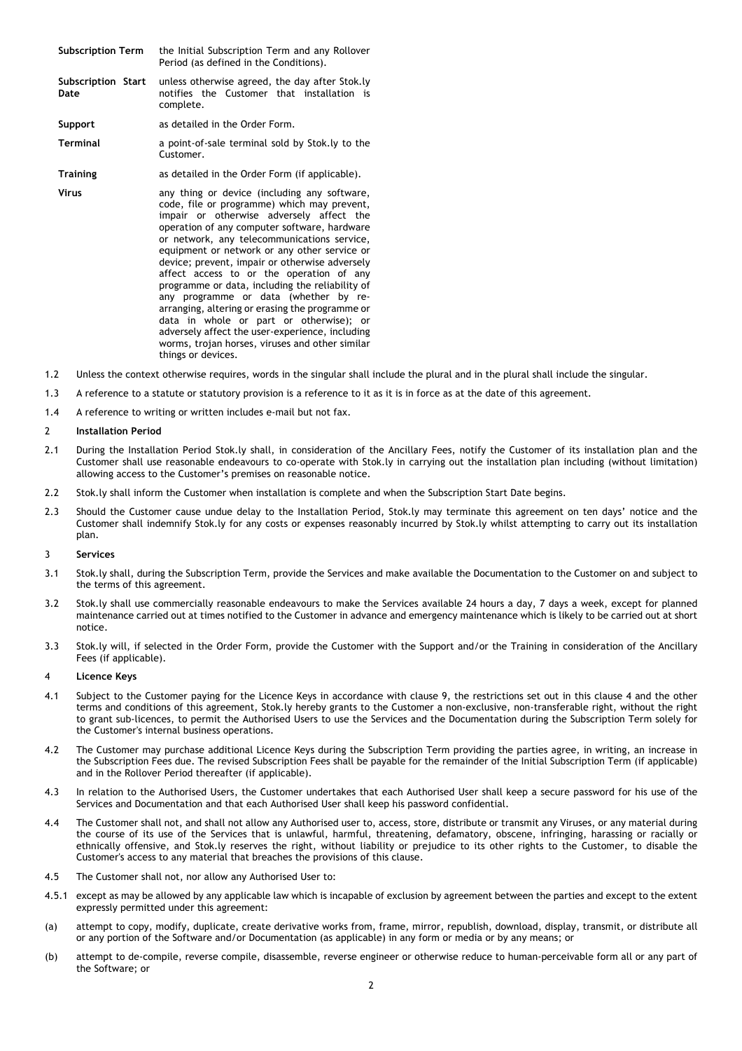| | |
|---|---|
| **Subscription Term** | the Initial Subscription Term and any Rollover Period (as defined in the Conditions). |
| **Subscription Start Date** | unless otherwise agreed, the day after Stok.ly notifies the Customer that installation is complete. |
| **Support** | as detailed in the Order Form. |
| **Terminal** | a point-of-sale terminal sold by Stok.ly to the Customer. |
| **Training** | as detailed in the Order Form (if applicable). |
| **Virus** | any thing or device (including any software, code, file or programme) which may prevent, impair or otherwise adversely affect the operation of any computer software, hardware or network, any telecommunications service, equipment or network or any other service or device; prevent, impair or otherwise adversely affect access to or the operation of any programme or data, including the reliability of any programme or data (whether by re-arranging, altering or erasing the programme or data in whole or part or otherwise); or adversely affect the user-experience, including worms, trojan horses, viruses and other similar things or devices. |

1.2 Unless the context otherwise requires, words in the singular shall include the plural and in the plural shall include the singular.

1.3 A reference to a statute or statutory provision is a reference to it as it is in force as at the date of this agreement.

1.4 A reference to writing or written includes e-mail but not fax.

**2 Installation Period**

2.1 During the Installation Period Stok.ly shall, in consideration of the Ancillary Fees, notify the Customer of its installation plan and the Customer shall use reasonable endeavours to co-operate with Stok.ly in carrying out the installation plan including (without limitation) allowing access to the Customer's premises on reasonable notice.

2.2 Stok.ly shall inform the Customer when installation is complete and when the Subscription Start Date begins.

2.3 Should the Customer cause undue delay to the Installation Period, Stok.ly may terminate this agreement on ten days' notice and the Customer shall indemnify Stok.ly for any costs or expenses reasonably incurred by Stok.ly whilst attempting to carry out its installation plan.

**3 Services**

3.1 Stok.ly shall, during the Subscription Term, provide the Services and make available the Documentation to the Customer on and subject to the terms of this agreement.

3.2 Stok.ly shall use commercially reasonable endeavours to make the Services available 24 hours a day, 7 days a week, except for planned maintenance carried out at times notified to the Customer in advance and emergency maintenance which is likely to be carried out at short notice.

3.3 Stok.ly will, if selected in the Order Form, provide the Customer with the Support and/or the Training in consideration of the Ancillary Fees (if applicable).

**4 Licence Keys**

4.1 Subject to the Customer paying for the Licence Keys in accordance with clause 9, the restrictions set out in this clause 4 and the other terms and conditions of this agreement, Stok.ly hereby grants to the Customer a non-exclusive, non-transferable right, without the right to grant sub-licences, to permit the Authorised Users to use the Services and the Documentation during the Subscription Term solely for the Customer's internal business operations.

4.2 The Customer may purchase additional Licence Keys during the Subscription Term providing the parties agree, in writing, an increase in the Subscription Fees due. The revised Subscription Fees shall be payable for the remainder of the Initial Subscription Term (if applicable) and in the Rollover Period thereafter (if applicable).

4.3 In relation to the Authorised Users, the Customer undertakes that each Authorised User shall keep a secure password for his use of the Services and Documentation and that each Authorised User shall keep his password confidential.

4.4 The Customer shall not, and shall not allow any Authorised user to, access, store, distribute or transmit any Viruses, or any material during the course of its use of the Services that is unlawful, harmful, threatening, defamatory, obscene, infringing, harassing or racially or ethnically offensive, and Stok.ly reserves the right, without liability or prejudice to its other rights to the Customer, to disable the Customer's access to any material that breaches the provisions of this clause.

4.5 The Customer shall not, nor allow any Authorised User to:

4.5.1 except as may be allowed by any applicable law which is incapable of exclusion by agreement between the parties and except to the extent expressly permitted under this agreement:

(a) attempt to copy, modify, duplicate, create derivative works from, frame, mirror, republish, download, display, transmit, or distribute all or any portion of the Software and/or Documentation (as applicable) in any form or media or by any means; or

(b) attempt to de-compile, reverse compile, disassemble, reverse engineer or otherwise reduce to human-perceivable form all or any part of the Software; or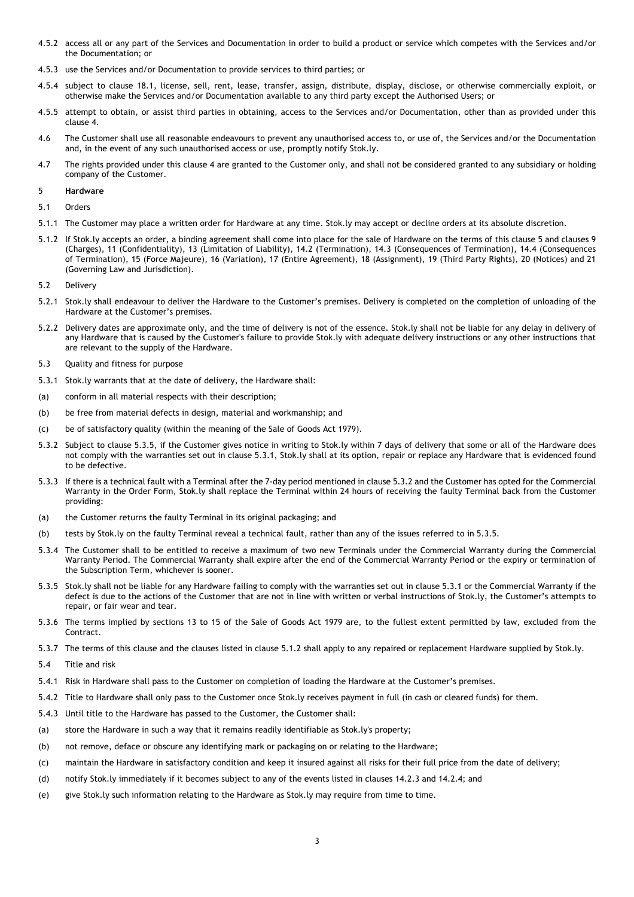4.5.2 access all or any part of the Services and Documentation in order to build a product or service which competes with the Services and/or the Documentation; or

4.5.3 use the Services and/or Documentation to provide services to third parties; or

4.5.4 subject to clause 18.1, license, sell, rent, lease, transfer, assign, distribute, display, disclose, or otherwise commercially exploit, or otherwise make the Services and/or Documentation available to any third party except the Authorised Users; or

4.5.5 attempt to obtain, or assist third parties in obtaining, access to the Services and/or Documentation, other than as provided under this clause 4.

4.6 The Customer shall use all reasonable endeavours to prevent any unauthorised access to, or use of, the Services and/or the Documentation and, in the event of any such unauthorised access or use, promptly notify Stok.ly.

4.7 The rights provided under this clause 4 are granted to the Customer only, and shall not be considered granted to any subsidiary or holding company of the Customer.

## 5 Hardware

5.1 Orders

5.1.1 The Customer may place a written order for Hardware at any time. Stok.ly may accept or decline orders at its absolute discretion.

5.1.2 If Stok.ly accepts an order, a binding agreement shall come into place for the sale of Hardware on the terms of this clause 5 and clauses 9 (Charges), 11 (Confidentiality), 13 (Limitation of Liability), 14.2 (Termination), 14.3 (Consequences of Termination), 14.4 (Consequences of Termination), 15 (Force Majeure), 16 (Variation), 17 (Entire Agreement), 18 (Assignment), 19 (Third Party Rights), 20 (Notices) and 21 (Governing Law and Jurisdiction).

5.2 Delivery

5.2.1 Stok.ly shall endeavour to deliver the Hardware to the Customer's premises. Delivery is completed on the completion of unloading of the Hardware at the Customer's premises.

5.2.2 Delivery dates are approximate only, and the time of delivery is not of the essence. Stok.ly shall not be liable for any delay in delivery of any Hardware that is caused by the Customer's failure to provide Stok.ly with adequate delivery instructions or any other instructions that are relevant to the supply of the Hardware.

5.3 Quality and fitness for purpose

5.3.1 Stok.ly warrants that at the date of delivery, the Hardware shall:

(a) conform in all material respects with their description;

(b) be free from material defects in design, material and workmanship; and

(c) be of satisfactory quality (within the meaning of the Sale of Goods Act 1979).

5.3.2 Subject to clause 5.3.5, if the Customer gives notice in writing to Stok.ly within 7 days of delivery that some or all of the Hardware does not comply with the warranties set out in clause 5.3.1, Stok.ly shall at its option, repair or replace any Hardware that is evidenced found to be defective.

5.3.3 If there is a technical fault with a Terminal after the 7-day period mentioned in clause 5.3.2 and the Customer has opted for the Commercial Warranty in the Order Form, Stok.ly shall replace the Terminal within 24 hours of receiving the faulty Terminal back from the Customer providing:

(a) the Customer returns the faulty Terminal in its original packaging; and

(b) tests by Stok.ly on the faulty Terminal reveal a technical fault, rather than any of the issues referred to in 5.3.5.

5.3.4 The Customer shall to be entitled to receive a maximum of two new Terminals under the Commercial Warranty during the Commercial Warranty Period. The Commercial Warranty shall expire after the end of the Commercial Warranty Period or the expiry or termination of the Subscription Term, whichever is sooner.

5.3.5 Stok.ly shall not be liable for any Hardware failing to comply with the warranties set out in clause 5.3.1 or the Commercial Warranty if the defect is due to the actions of the Customer that are not in line with written or verbal instructions of Stok.ly, the Customer's attempts to repair, or fair wear and tear.

5.3.6 The terms implied by sections 13 to 15 of the Sale of Goods Act 1979 are, to the fullest extent permitted by law, excluded from the Contract.

5.3.7 The terms of this clause and the clauses listed in clause 5.1.2 shall apply to any repaired or replacement Hardware supplied by Stok.ly.

5.4 Title and risk

5.4.1 Risk in Hardware shall pass to the Customer on completion of loading the Hardware at the Customer's premises.

5.4.2 Title to Hardware shall only pass to the Customer once Stok.ly receives payment in full (in cash or cleared funds) for them.

5.4.3 Until title to the Hardware has passed to the Customer, the Customer shall:

(a) store the Hardware in such a way that it remains readily identifiable as Stok.ly's property;

(b) not remove, deface or obscure any identifying mark or packaging on or relating to the Hardware;

(c) maintain the Hardware in satisfactory condition and keep it insured against all risks for their full price from the date of delivery;

(d) notify Stok.ly immediately if it becomes subject to any of the events listed in clauses 14.2.3 and 14.2.4; and

(e) give Stok.ly such information relating to the Hardware as Stok.ly may require from time to time.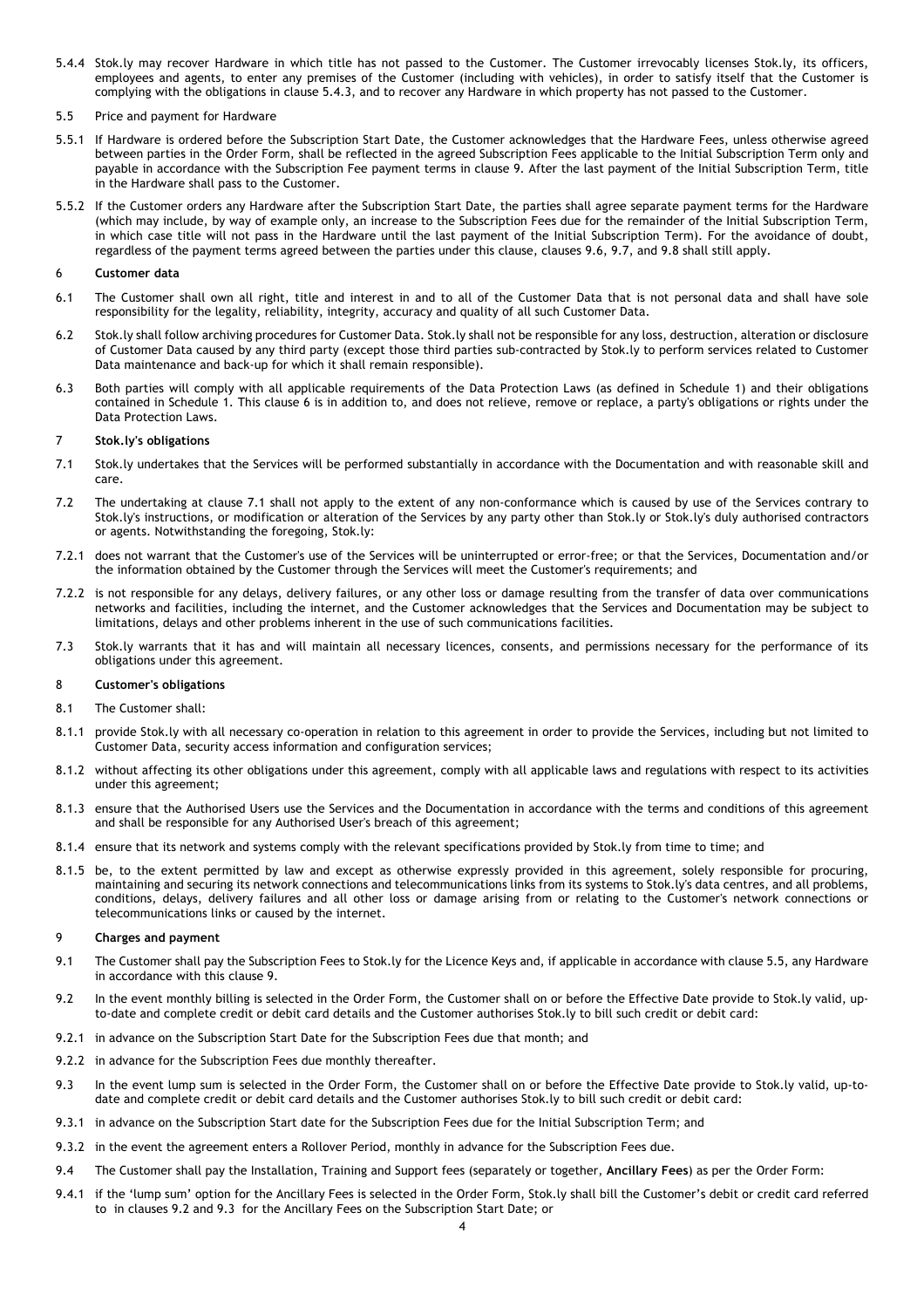5.4.4 Stok.ly may recover Hardware in which title has not passed to the Customer. The Customer irrevocably licenses Stok.ly, its officers, employees and agents, to enter any premises of the Customer (including with vehicles), in order to satisfy itself that the Customer is complying with the obligations in clause 5.4.3, and to recover any Hardware in which property has not passed to the Customer.

5.5 Price and payment for Hardware

5.5.1 If Hardware is ordered before the Subscription Start Date, the Customer acknowledges that the Hardware Fees, unless otherwise agreed between parties in the Order Form, shall be reflected in the agreed Subscription Fees applicable to the Initial Subscription Term only and payable in accordance with the Subscription Fee payment terms in clause 9. After the last payment of the Initial Subscription Term, title in the Hardware shall pass to the Customer.

5.5.2 If the Customer orders any Hardware after the Subscription Start Date, the parties shall agree separate payment terms for the Hardware (which may include, by way of example only, an increase to the Subscription Fees due for the remainder of the Initial Subscription Term, in which case title will not pass in the Hardware until the last payment of the Initial Subscription Term). For the avoidance of doubt, regardless of the payment terms agreed between the parties under this clause, clauses 9.6, 9.7, and 9.8 shall still apply.

## 6 Customer data

6.1 The Customer shall own all right, title and interest in and to all of the Customer Data that is not personal data and shall have sole responsibility for the legality, reliability, integrity, accuracy and quality of all such Customer Data.

6.2 Stok.ly shall follow archiving procedures for Customer Data. Stok.ly shall not be responsible for any loss, destruction, alteration or disclosure of Customer Data caused by any third party (except those third parties sub-contracted by Stok.ly to perform services related to Customer Data maintenance and back-up for which it shall remain responsible).

6.3 Both parties will comply with all applicable requirements of the Data Protection Laws (as defined in Schedule 1) and their obligations contained in Schedule 1. This clause 6 is in addition to, and does not relieve, remove or replace, a party's obligations or rights under the Data Protection Laws.

## 7 Stok.ly's obligations

7.1 Stok.ly undertakes that the Services will be performed substantially in accordance with the Documentation and with reasonable skill and care.

7.2 The undertaking at clause 7.1 shall not apply to the extent of any non-conformance which is caused by use of the Services contrary to Stok.ly's instructions, or modification or alteration of the Services by any party other than Stok.ly or Stok.ly's duly authorised contractors or agents. Notwithstanding the foregoing, Stok.ly:

7.2.1 does not warrant that the Customer's use of the Services will be uninterrupted or error-free; or that the Services, Documentation and/or the information obtained by the Customer through the Services will meet the Customer's requirements; and

7.2.2 is not responsible for any delays, delivery failures, or any other loss or damage resulting from the transfer of data over communications networks and facilities, including the internet, and the Customer acknowledges that the Services and Documentation may be subject to limitations, delays and other problems inherent in the use of such communications facilities.

7.3 Stok.ly warrants that it has and will maintain all necessary licences, consents, and permissions necessary for the performance of its obligations under this agreement.

## 8 Customer's obligations

8.1 The Customer shall:

8.1.1 provide Stok.ly with all necessary co-operation in relation to this agreement in order to provide the Services, including but not limited to Customer Data, security access information and configuration services;

8.1.2 without affecting its other obligations under this agreement, comply with all applicable laws and regulations with respect to its activities under this agreement;

8.1.3 ensure that the Authorised Users use the Services and the Documentation in accordance with the terms and conditions of this agreement and shall be responsible for any Authorised User's breach of this agreement;

8.1.4 ensure that its network and systems comply with the relevant specifications provided by Stok.ly from time to time; and

8.1.5 be, to the extent permitted by law and except as otherwise expressly provided in this agreement, solely responsible for procuring, maintaining and securing its network connections and telecommunications links from its systems to Stok.ly's data centres, and all problems, conditions, delays, delivery failures and all other loss or damage arising from or relating to the Customer's network connections or telecommunications links or caused by the internet.

## 9 Charges and payment

9.1 The Customer shall pay the Subscription Fees to Stok.ly for the Licence Keys and, if applicable in accordance with clause 5.5, any Hardware in accordance with this clause 9.

9.2 In the event monthly billing is selected in the Order Form, the Customer shall on or before the Effective Date provide to Stok.ly valid, up-to-date and complete credit or debit card details and the Customer authorises Stok.ly to bill such credit or debit card:

9.2.1 in advance on the Subscription Start Date for the Subscription Fees due that month; and

9.2.2 in advance for the Subscription Fees due monthly thereafter.

9.3 In the event lump sum is selected in the Order Form, the Customer shall on or before the Effective Date provide to Stok.ly valid, up-to-date and complete credit or debit card details and the Customer authorises Stok.ly to bill such credit or debit card:

9.3.1 in advance on the Subscription Start date for the Subscription Fees due for the Initial Subscription Term; and

9.3.2 in the event the agreement enters a Rollover Period, monthly in advance for the Subscription Fees due.

9.4 The Customer shall pay the Installation, Training and Support fees (separately or together, **Ancillary Fees**) as per the Order Form:

9.4.1 if the 'lump sum' option for the Ancillary Fees is selected in the Order Form, Stok.ly shall bill the Customer's debit or credit card referred to in clauses 9.2 and 9.3 for the Ancillary Fees on the Subscription Start Date; or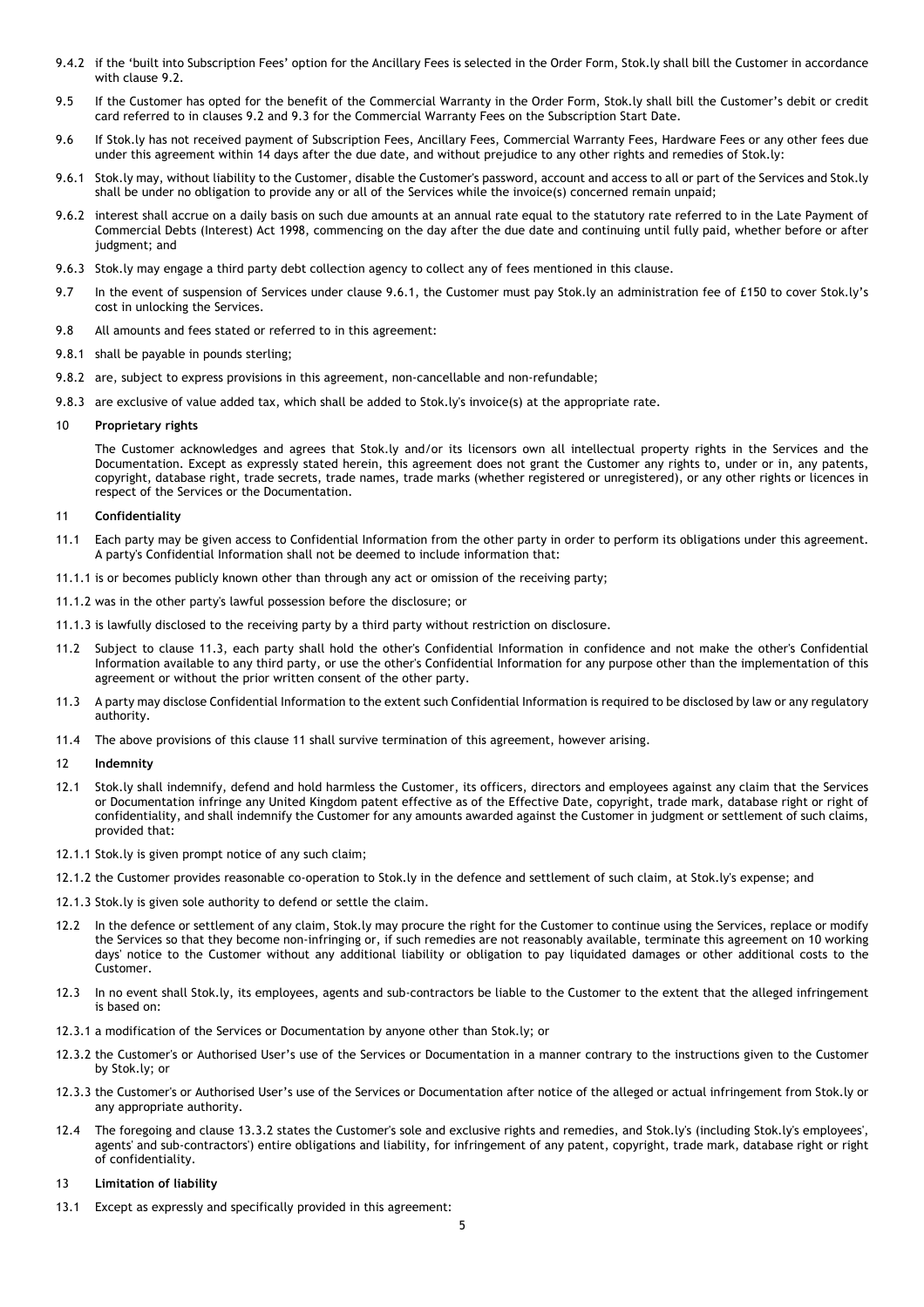9.4.2 if the 'built into Subscription Fees' option for the Ancillary Fees is selected in the Order Form, Stok.ly shall bill the Customer in accordance with clause 9.2.

9.5 If the Customer has opted for the benefit of the Commercial Warranty in the Order Form, Stok.ly shall bill the Customer's debit or credit card referred to in clauses 9.2 and 9.3 for the Commercial Warranty Fees on the Subscription Start Date.

9.6 If Stok.ly has not received payment of Subscription Fees, Ancillary Fees, Commercial Warranty Fees, Hardware Fees or any other fees due under this agreement within 14 days after the due date, and without prejudice to any other rights and remedies of Stok.ly:

9.6.1 Stok.ly may, without liability to the Customer, disable the Customer's password, account and access to all or part of the Services and Stok.ly shall be under no obligation to provide any or all of the Services while the invoice(s) concerned remain unpaid;

9.6.2 interest shall accrue on a daily basis on such due amounts at an annual rate equal to the statutory rate referred to in the Late Payment of Commercial Debts (Interest) Act 1998, commencing on the day after the due date and continuing until fully paid, whether before or after judgment; and

9.6.3 Stok.ly may engage a third party debt collection agency to collect any of fees mentioned in this clause.

9.7 In the event of suspension of Services under clause 9.6.1, the Customer must pay Stok.ly an administration fee of £150 to cover Stok.ly's cost in unlocking the Services.

9.8 All amounts and fees stated or referred to in this agreement:

9.8.1 shall be payable in pounds sterling;

9.8.2 are, subject to express provisions in this agreement, non-cancellable and non-refundable;

9.8.3 are exclusive of value added tax, which shall be added to Stok.ly's invoice(s) at the appropriate rate.

## 10 Proprietary rights

The Customer acknowledges and agrees that Stok.ly and/or its licensors own all intellectual property rights in the Services and the Documentation. Except as expressly stated herein, this agreement does not grant the Customer any rights to, under or in, any patents, copyright, database right, trade secrets, trade names, trade marks (whether registered or unregistered), or any other rights or licences in respect of the Services or the Documentation.

## 11 Confidentiality

11.1 Each party may be given access to Confidential Information from the other party in order to perform its obligations under this agreement. A party's Confidential Information shall not be deemed to include information that:

11.1.1 is or becomes publicly known other than through any act or omission of the receiving party;

11.1.2 was in the other party's lawful possession before the disclosure; or

11.1.3 is lawfully disclosed to the receiving party by a third party without restriction on disclosure.

11.2 Subject to clause 11.3, each party shall hold the other's Confidential Information in confidence and not make the other's Confidential Information available to any third party, or use the other's Confidential Information for any purpose other than the implementation of this agreement or without the prior written consent of the other party.

11.3 A party may disclose Confidential Information to the extent such Confidential Information is required to be disclosed by law or any regulatory authority.

11.4 The above provisions of this clause 11 shall survive termination of this agreement, however arising.

## 12 Indemnity

12.1 Stok.ly shall indemnify, defend and hold harmless the Customer, its officers, directors and employees against any claim that the Services or Documentation infringe any United Kingdom patent effective as of the Effective Date, copyright, trade mark, database right or right of confidentiality, and shall indemnify the Customer for any amounts awarded against the Customer in judgment or settlement of such claims, provided that:

12.1.1 Stok.ly is given prompt notice of any such claim;

12.1.2 the Customer provides reasonable co-operation to Stok.ly in the defence and settlement of such claim, at Stok.ly's expense; and

12.1.3 Stok.ly is given sole authority to defend or settle the claim.

12.2 In the defence or settlement of any claim, Stok.ly may procure the right for the Customer to continue using the Services, replace or modify the Services so that they become non-infringing or, if such remedies are not reasonably available, terminate this agreement on 10 working days' notice to the Customer without any additional liability or obligation to pay liquidated damages or other additional costs to the Customer.

12.3 In no event shall Stok.ly, its employees, agents and sub-contractors be liable to the Customer to the extent that the alleged infringement is based on:

12.3.1 a modification of the Services or Documentation by anyone other than Stok.ly; or

12.3.2 the Customer's or Authorised User's use of the Services or Documentation in a manner contrary to the instructions given to the Customer by Stok.ly; or

12.3.3 the Customer's or Authorised User's use of the Services or Documentation after notice of the alleged or actual infringement from Stok.ly or any appropriate authority.

12.4 The foregoing and clause 13.3.2 states the Customer's sole and exclusive rights and remedies, and Stok.ly's (including Stok.ly's employees', agents' and sub-contractors') entire obligations and liability, for infringement of any patent, copyright, trade mark, database right or right of confidentiality.

## 13 Limitation of liability

13.1 Except as expressly and specifically provided in this agreement: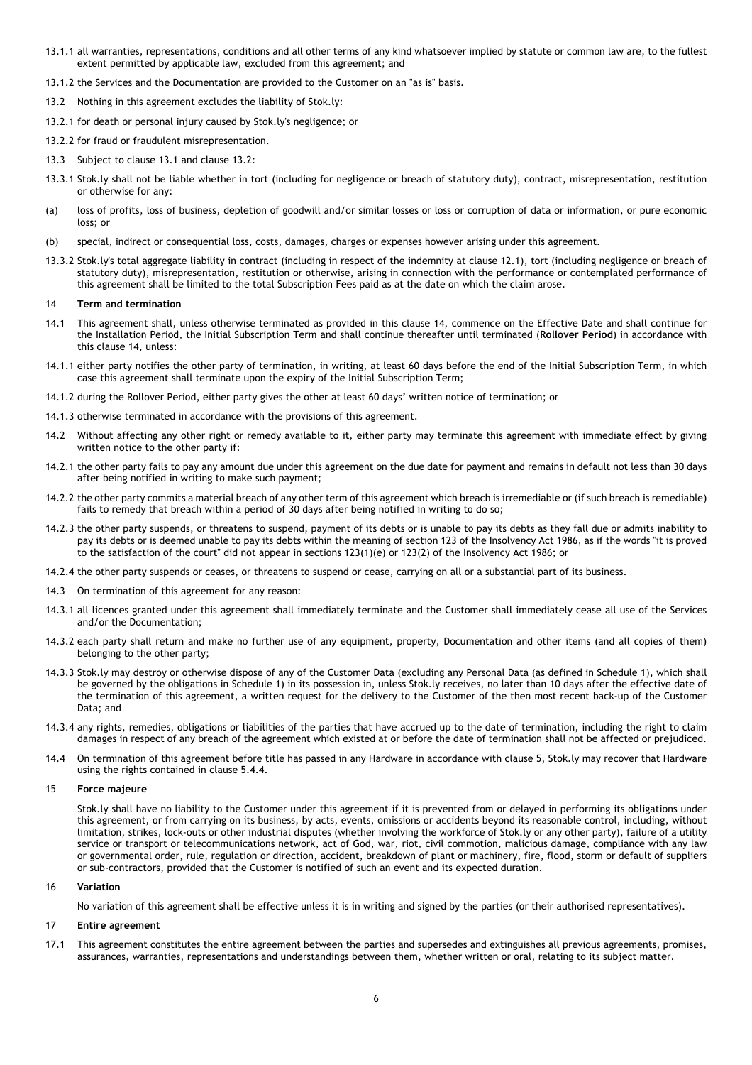13.1.1 all warranties, representations, conditions and all other terms of any kind whatsoever implied by statute or common law are, to the fullest extent permitted by applicable law, excluded from this agreement; and

13.1.2 the Services and the Documentation are provided to the Customer on an "as is" basis.

13.2 Nothing in this agreement excludes the liability of Stok.ly:

13.2.1 for death or personal injury caused by Stok.ly's negligence; or

13.2.2 for fraud or fraudulent misrepresentation.

13.3 Subject to clause 13.1 and clause 13.2:

13.3.1 Stok.ly shall not be liable whether in tort (including for negligence or breach of statutory duty), contract, misrepresentation, restitution or otherwise for any:

(a) loss of profits, loss of business, depletion of goodwill and/or similar losses or loss or corruption of data or information, or pure economic loss; or

(b) special, indirect or consequential loss, costs, damages, charges or expenses however arising under this agreement.

13.3.2 Stok.ly's total aggregate liability in contract (including in respect of the indemnity at clause 12.1), tort (including negligence or breach of statutory duty), misrepresentation, restitution or otherwise, arising in connection with the performance or contemplated performance of this agreement shall be limited to the total Subscription Fees paid as at the date on which the claim arose.

## 14 Term and termination

14.1 This agreement shall, unless otherwise terminated as provided in this clause 14, commence on the Effective Date and shall continue for the Installation Period, the Initial Subscription Term and shall continue thereafter until terminated (**Rollover Period**) in accordance with this clause 14, unless:

14.1.1 either party notifies the other party of termination, in writing, at least 60 days before the end of the Initial Subscription Term, in which case this agreement shall terminate upon the expiry of the Initial Subscription Term;

14.1.2 during the Rollover Period, either party gives the other at least 60 days' written notice of termination; or

14.1.3 otherwise terminated in accordance with the provisions of this agreement.

14.2 Without affecting any other right or remedy available to it, either party may terminate this agreement with immediate effect by giving written notice to the other party if:

14.2.1 the other party fails to pay any amount due under this agreement on the due date for payment and remains in default not less than 30 days after being notified in writing to make such payment;

14.2.2 the other party commits a material breach of any other term of this agreement which breach is irremediable or (if such breach is remediable) fails to remedy that breach within a period of 30 days after being notified in writing to do so;

14.2.3 the other party suspends, or threatens to suspend, payment of its debts or is unable to pay its debts as they fall due or admits inability to pay its debts or is deemed unable to pay its debts within the meaning of section 123 of the Insolvency Act 1986, as if the words "it is proved to the satisfaction of the court" did not appear in sections 123(1)(e) or 123(2) of the Insolvency Act 1986; or

14.2.4 the other party suspends or ceases, or threatens to suspend or cease, carrying on all or a substantial part of its business.

14.3 On termination of this agreement for any reason:

14.3.1 all licences granted under this agreement shall immediately terminate and the Customer shall immediately cease all use of the Services and/or the Documentation;

14.3.2 each party shall return and make no further use of any equipment, property, Documentation and other items (and all copies of them) belonging to the other party;

14.3.3 Stok.ly may destroy or otherwise dispose of any of the Customer Data (excluding any Personal Data (as defined in Schedule 1), which shall be governed by the obligations in Schedule 1) in its possession in, unless Stok.ly receives, no later than 10 days after the effective date of the termination of this agreement, a written request for the delivery to the Customer of the then most recent back-up of the Customer Data; and

14.3.4 any rights, remedies, obligations or liabilities of the parties that have accrued up to the date of termination, including the right to claim damages in respect of any breach of the agreement which existed at or before the date of termination shall not be affected or prejudiced.

14.4 On termination of this agreement before title has passed in any Hardware in accordance with clause 5, Stok.ly may recover that Hardware using the rights contained in clause 5.4.4.

## 15 Force majeure

Stok.ly shall have no liability to the Customer under this agreement if it is prevented from or delayed in performing its obligations under this agreement, or from carrying on its business, by acts, events, omissions or accidents beyond its reasonable control, including, without limitation, strikes, lock-outs or other industrial disputes (whether involving the workforce of Stok.ly or any other party), failure of a utility service or transport or telecommunications network, act of God, war, riot, civil commotion, malicious damage, compliance with any law or governmental order, rule, regulation or direction, accident, breakdown of plant or machinery, fire, flood, storm or default of suppliers or sub-contractors, provided that the Customer is notified of such an event and its expected duration.

## 16 Variation

No variation of this agreement shall be effective unless it is in writing and signed by the parties (or their authorised representatives).

## 17 Entire agreement

17.1 This agreement constitutes the entire agreement between the parties and supersedes and extinguishes all previous agreements, promises, assurances, warranties, representations and understandings between them, whether written or oral, relating to its subject matter.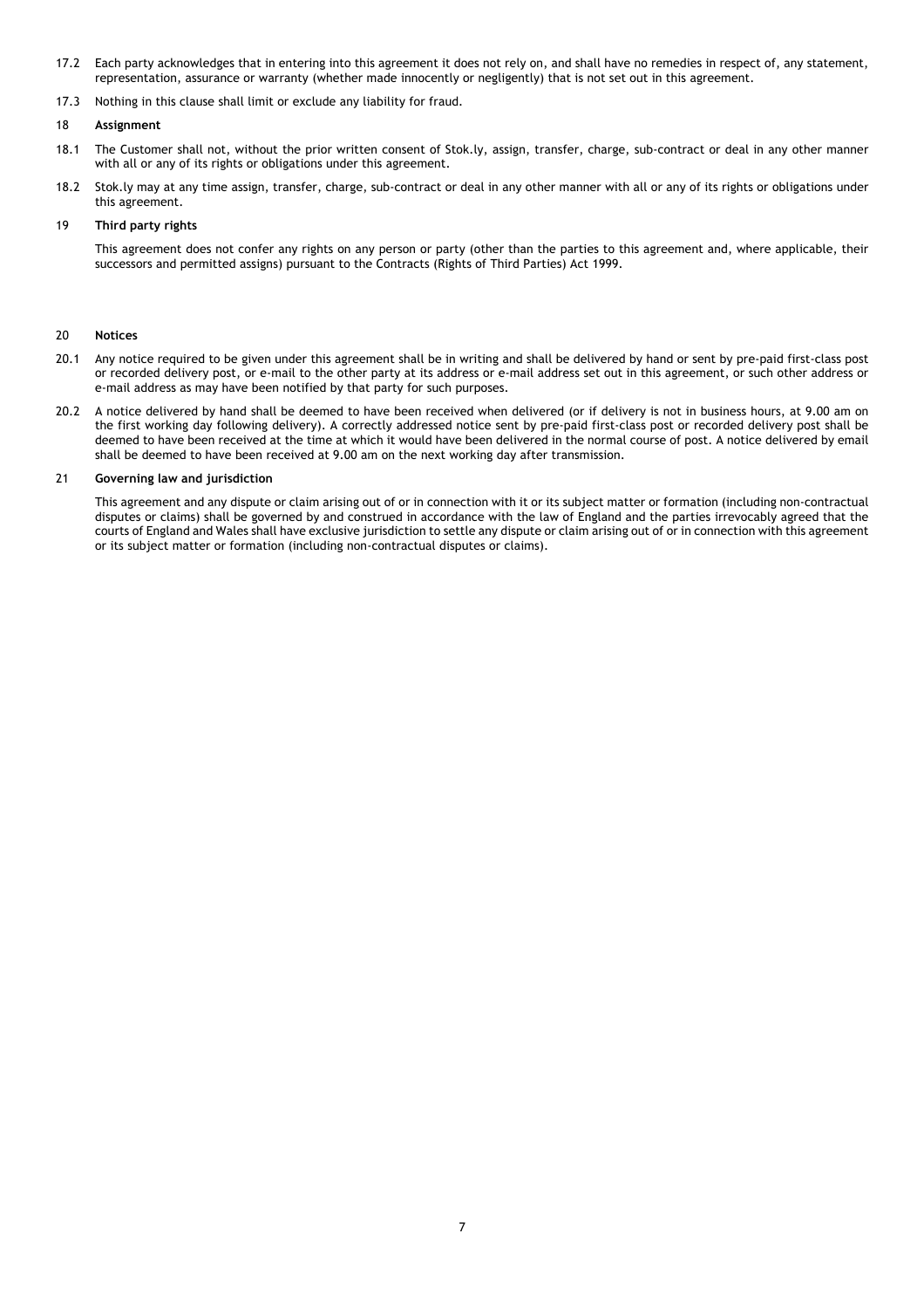17.2 Each party acknowledges that in entering into this agreement it does not rely on, and shall have no remedies in respect of, any statement, representation, assurance or warranty (whether made innocently or negligently) that is not set out in this agreement.

17.3 Nothing in this clause shall limit or exclude any liability for fraud.

## 18 Assignment

18.1 The Customer shall not, without the prior written consent of Stok.ly, assign, transfer, charge, sub-contract or deal in any other manner with all or any of its rights or obligations under this agreement.

18.2 Stok.ly may at any time assign, transfer, charge, sub-contract or deal in any other manner with all or any of its rights or obligations under this agreement.

## 19 Third party rights

This agreement does not confer any rights on any person or party (other than the parties to this agreement and, where applicable, their successors and permitted assigns) pursuant to the Contracts (Rights of Third Parties) Act 1999.

## 20 Notices

20.1 Any notice required to be given under this agreement shall be in writing and shall be delivered by hand or sent by pre-paid first-class post or recorded delivery post, or e-mail to the other party at its address or e-mail address set out in this agreement, or such other address or e-mail address as may have been notified by that party for such purposes.

20.2 A notice delivered by hand shall be deemed to have been received when delivered (or if delivery is not in business hours, at 9.00 am on the first working day following delivery). A correctly addressed notice sent by pre-paid first-class post or recorded delivery post shall be deemed to have been received at the time at which it would have been delivered in the normal course of post. A notice delivered by email shall be deemed to have been received at 9.00 am on the next working day after transmission.

## 21 Governing law and jurisdiction

This agreement and any dispute or claim arising out of or in connection with it or its subject matter or formation (including non-contractual disputes or claims) shall be governed by and construed in accordance with the law of England and the parties irrevocably agreed that the courts of England and Wales shall have exclusive jurisdiction to settle any dispute or claim arising out of or in connection with this agreement or its subject matter or formation (including non-contractual disputes or claims).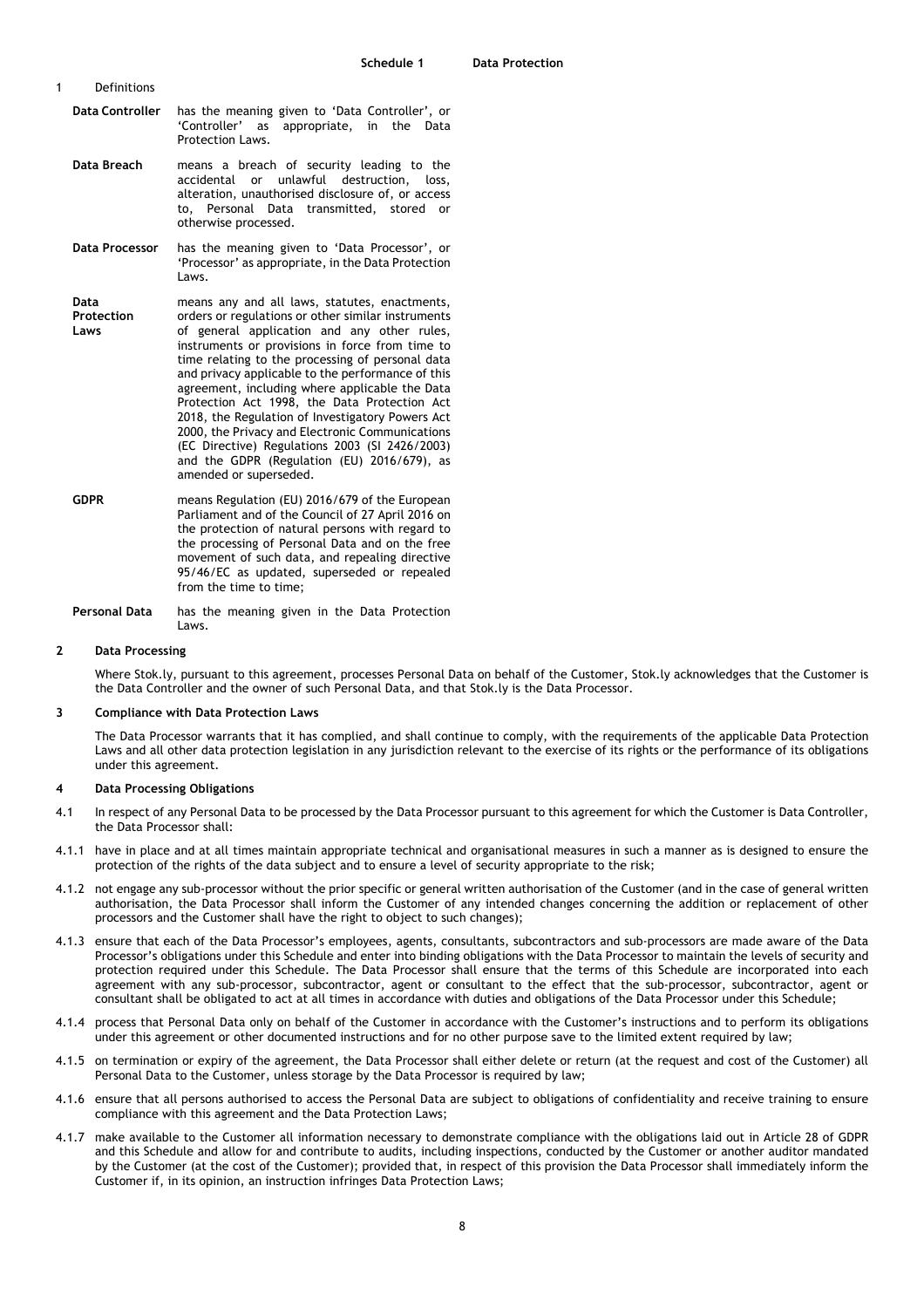# Schedule 1 Data Protection

## 1 Definitions

| | |
|---|---|
| **Data Controller** | has the meaning given to 'Data Controller', or 'Controller' as appropriate, in the Data Protection Laws. |
| **Data Breach** | means a breach of security leading to the accidental or unlawful destruction, loss, alteration, unauthorised disclosure of, or access to, Personal Data transmitted, stored or otherwise processed. |
| **Data Processor** | has the meaning given to 'Data Processor', or 'Processor' as appropriate, in the Data Protection Laws. |
| **Data Protection Laws** | means any and all laws, statutes, enactments, orders or regulations or other similar instruments of general application and any other rules, instruments or provisions in force from time to time relating to the processing of personal data and privacy applicable to the performance of this agreement, including where applicable the Data Protection Act 1998, the Data Protection Act 2018, the Regulation of Investigatory Powers Act 2000, the Privacy and Electronic Communications (EC Directive) Regulations 2003 (SI 2426/2003) and the GDPR (Regulation (EU) 2016/679), as amended or superseded. |
| **GDPR** | means Regulation (EU) 2016/679 of the European Parliament and of the Council of 27 April 2016 on the protection of natural persons with regard to the processing of Personal Data and on the free movement of such data, and repealing directive 95/46/EC as updated, superseded or repealed from the time to time; |
| **Personal Data** | has the meaning given in the Data Protection Laws. |

## 2 Data Processing

Where Stok.ly, pursuant to this agreement, processes Personal Data on behalf of the Customer, Stok.ly acknowledges that the Customer is the Data Controller and the owner of such Personal Data, and that Stok.ly is the Data Processor.

## 3 Compliance with Data Protection Laws

The Data Processor warrants that it has complied, and shall continue to comply, with the requirements of the applicable Data Protection Laws and all other data protection legislation in any jurisdiction relevant to the exercise of its rights or the performance of its obligations under this agreement.

## 4 Data Processing Obligations

4.1 In respect of any Personal Data to be processed by the Data Processor pursuant to this agreement for which the Customer is Data Controller, the Data Processor shall:

4.1.1 have in place and at all times maintain appropriate technical and organisational measures in such a manner as is designed to ensure the protection of the rights of the data subject and to ensure a level of security appropriate to the risk;

4.1.2 not engage any sub-processor without the prior specific or general written authorisation of the Customer (and in the case of general written authorisation, the Data Processor shall inform the Customer of any intended changes concerning the addition or replacement of other processors and the Customer shall have the right to object to such changes);

4.1.3 ensure that each of the Data Processor's employees, agents, consultants, subcontractors and sub-processors are made aware of the Data Processor's obligations under this Schedule and enter into binding obligations with the Data Processor to maintain the levels of security and protection required under this Schedule. The Data Processor shall ensure that the terms of this Schedule are incorporated into each agreement with any sub-processor, subcontractor, agent or consultant to the effect that the sub-processor, subcontractor, agent or consultant shall be obligated to act at all times in accordance with duties and obligations of the Data Processor under this Schedule;

4.1.4 process that Personal Data only on behalf of the Customer in accordance with the Customer's instructions and to perform its obligations under this agreement or other documented instructions and for no other purpose save to the limited extent required by law;

4.1.5 on termination or expiry of the agreement, the Data Processor shall either delete or return (at the request and cost of the Customer) all Personal Data to the Customer, unless storage by the Data Processor is required by law;

4.1.6 ensure that all persons authorised to access the Personal Data are subject to obligations of confidentiality and receive training to ensure compliance with this agreement and the Data Protection Laws;

4.1.7 make available to the Customer all information necessary to demonstrate compliance with the obligations laid out in Article 28 of GDPR and this Schedule and allow for and contribute to audits, including inspections, conducted by the Customer or another auditor mandated by the Customer (at the cost of the Customer); provided that, in respect of this provision the Data Processor shall immediately inform the Customer if, in its opinion, an instruction infringes Data Protection Laws;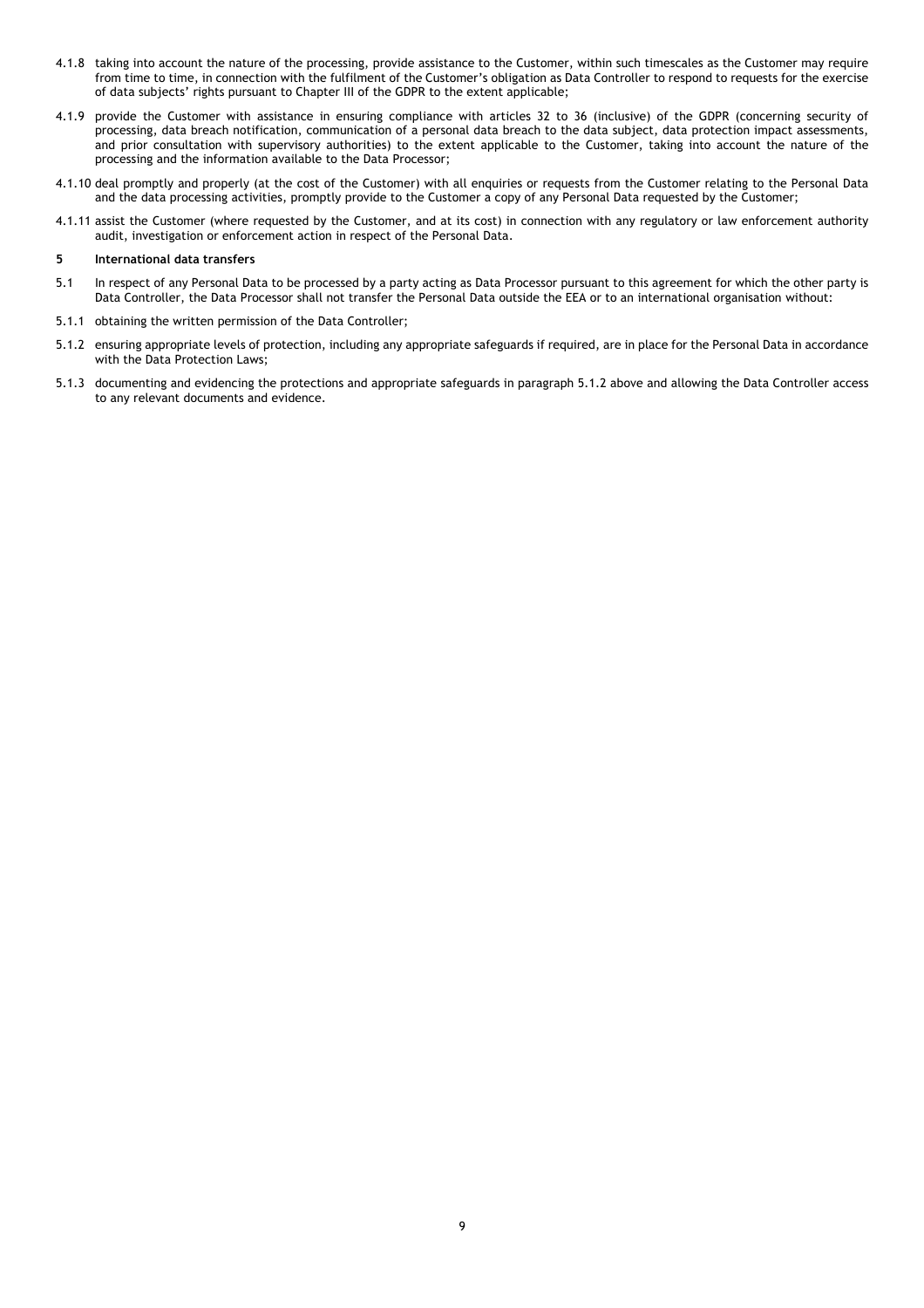4.1.8 taking into account the nature of the processing, provide assistance to the Customer, within such timescales as the Customer may require from time to time, in connection with the fulfilment of the Customer's obligation as Data Controller to respond to requests for the exercise of data subjects' rights pursuant to Chapter III of the GDPR to the extent applicable;

4.1.9 provide the Customer with assistance in ensuring compliance with articles 32 to 36 (inclusive) of the GDPR (concerning security of processing, data breach notification, communication of a personal data breach to the data subject, data protection impact assessments, and prior consultation with supervisory authorities) to the extent applicable to the Customer, taking into account the nature of the processing and the information available to the Data Processor;

4.1.10 deal promptly and properly (at the cost of the Customer) with all enquiries or requests from the Customer relating to the Personal Data and the data processing activities, promptly provide to the Customer a copy of any Personal Data requested by the Customer;

4.1.11 assist the Customer (where requested by the Customer, and at its cost) in connection with any regulatory or law enforcement authority audit, investigation or enforcement action in respect of the Personal Data.

**5 International data transfers**

5.1 In respect of any Personal Data to be processed by a party acting as Data Processor pursuant to this agreement for which the other party is Data Controller, the Data Processor shall not transfer the Personal Data outside the EEA or to an international organisation without:

5.1.1 obtaining the written permission of the Data Controller;

5.1.2 ensuring appropriate levels of protection, including any appropriate safeguards if required, are in place for the Personal Data in accordance with the Data Protection Laws;

5.1.3 documenting and evidencing the protections and appropriate safeguards in paragraph 5.1.2 above and allowing the Data Controller access to any relevant documents and evidence.